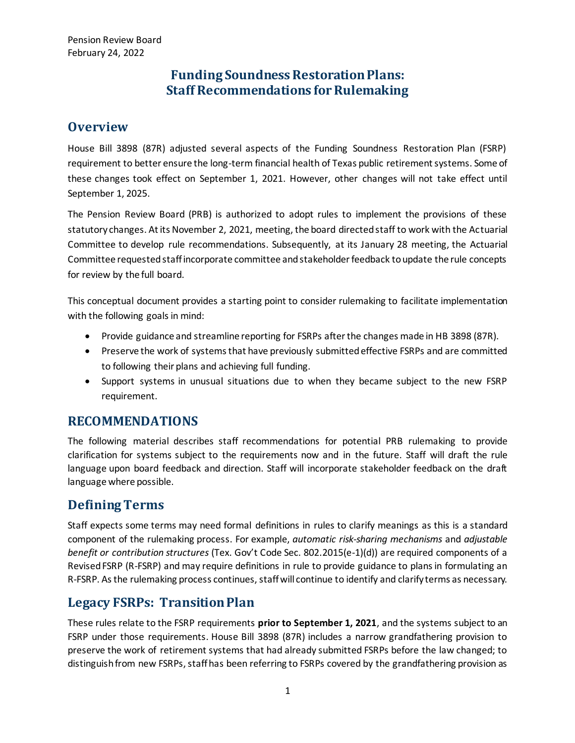Pension Review Board
February 24, 2022

# Funding Soundness Restoration Plans: Staff Recommendations for Rulemaking

## Overview

House Bill 3898 (87R) adjusted several aspects of the Funding Soundness Restoration Plan (FSRP) requirement to better ensure the long-term financial health of Texas public retirement systems. Some of these changes took effect on September 1, 2021. However, other changes will not take effect until September 1, 2025.

The Pension Review Board (PRB) is authorized to adopt rules to implement the provisions of these statutory changes. At its November 2, 2021, meeting, the board directed staff to work with the Actuarial Committee to develop rule recommendations. Subsequently, at its January 28 meeting, the Actuarial Committee requested staff incorporate committee and stakeholder feedback to update the rule concepts for review by the full board.

This conceptual document provides a starting point to consider rulemaking to facilitate implementation with the following goals in mind:

- Provide guidance and streamline reporting for FSRPs after the changes made in HB 3898 (87R).
- Preserve the work of systems that have previously submitted effective FSRPs and are committed to following their plans and achieving full funding.
- Support systems in unusual situations due to when they became subject to the new FSRP requirement.

## RECOMMENDATIONS

The following material describes staff recommendations for potential PRB rulemaking to provide clarification for systems subject to the requirements now and in the future. Staff will draft the rule language upon board feedback and direction. Staff will incorporate stakeholder feedback on the draft language where possible.

## Defining Terms

Staff expects some terms may need formal definitions in rules to clarify meanings as this is a standard component of the rulemaking process. For example, *automatic risk-sharing mechanisms* and *adjustable benefit or contribution structures* (Tex. Gov't Code Sec. 802.2015(e-1)(d)) are required components of a Revised FSRP (R-FSRP) and may require definitions in rule to provide guidance to plans in formulating an R-FSRP. As the rulemaking process continues, staff will continue to identify and clarify terms as necessary.

## Legacy FSRPs: Transition Plan

These rules relate to the FSRP requirements **prior to September 1, 2021**, and the systems subject to an FSRP under those requirements. House Bill 3898 (87R) includes a narrow grandfathering provision to preserve the work of retirement systems that had already submitted FSRPs before the law changed; to distinguish from new FSRPs, staff has been referring to FSRPs covered by the grandfathering provision as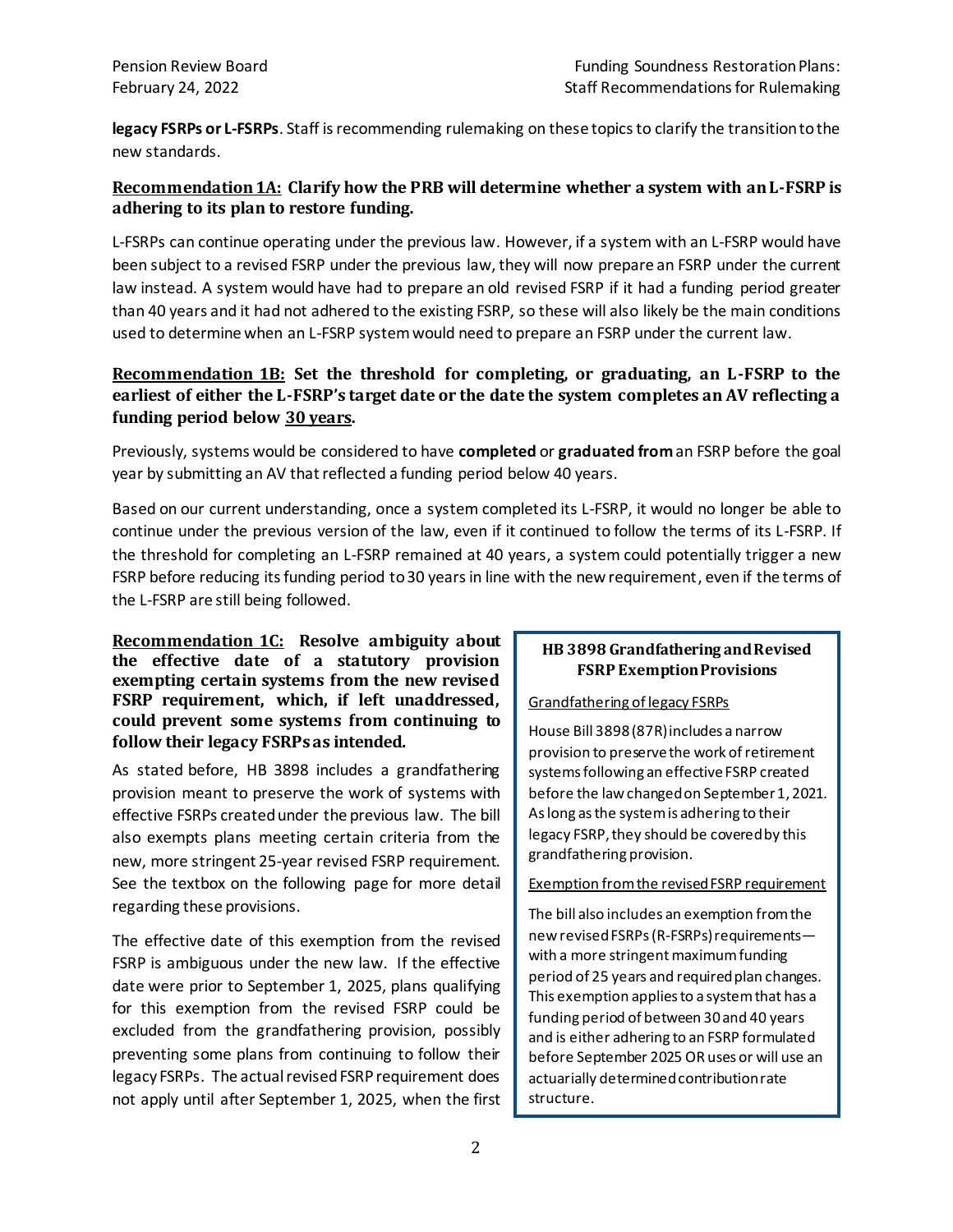**legacy FSRPs or L-FSRPs**. Staff is recommending rulemaking on these topics to clarify the transition to the new standards.

### <u>Recommendation 1A:</u> Clarify how the PRB will determine whether a system with an L-FSRP is adhering to its plan to restore funding.

L-FSRPs can continue operating under the previous law. However, if a system with an L-FSRP would have been subject to a revised FSRP under the previous law, they will now prepare an FSRP under the current law instead. A system would have had to prepare an old revised FSRP if it had a funding period greater than 40 years and it had not adhered to the existing FSRP, so these will also likely be the main conditions used to determine when an L-FSRP system would need to prepare an FSRP under the current law.

### <u>Recommendation 1B:</u> Set the threshold for completing, or graduating, an L-FSRP to the earliest of either the L-FSRP's target date or the date the system completes an AV reflecting a funding period below <u>30 years</u>.

Previously, systems would be considered to have **completed** or **graduated from** an FSRP before the goal year by submitting an AV that reflected a funding period below 40 years.

Based on our current understanding, once a system completed its L-FSRP, it would no longer be able to continue under the previous version of the law, even if it continued to follow the terms of its L-FSRP. If the threshold for completing an L-FSRP remained at 40 years, a system could potentially trigger a new FSRP before reducing its funding period to 30 years in line with the new requirement, even if the terms of the L-FSRP are still being followed.

### <u>Recommendation 1C:</u> Resolve ambiguity about the effective date of a statutory provision exempting certain systems from the new revised FSRP requirement, which, if left unaddressed, could prevent some systems from continuing to follow their legacy FSRPs as intended.

As stated before, HB 3898 includes a grandfathering provision meant to preserve the work of systems with effective FSRPs created under the previous law. The bill also exempts plans meeting certain criteria from the new, more stringent 25-year revised FSRP requirement. See the textbox on the following page for more detail regarding these provisions.

The effective date of this exemption from the revised FSRP is ambiguous under the new law. If the effective date were prior to September 1, 2025, plans qualifying for this exemption from the revised FSRP could be excluded from the grandfathering provision, possibly preventing some plans from continuing to follow their legacy FSRPs. The actual revised FSRP requirement does not apply until after September 1, 2025, when the first

> **HB 3898 Grandfathering and Revised FSRP Exemption Provisions**
>
> <u>Grandfathering of legacy FSRPs</u>
>
> House Bill 3898 (87R) includes a narrow provision to preserve the work of retirement systems following an effective FSRP created before the law changed on September 1, 2021. As long as the system is adhering to their legacy FSRP, they should be covered by this grandfathering provision.
>
> <u>Exemption from the revised FSRP requirement</u>
>
> The bill also includes an exemption from the new revised FSRPs (R-FSRPs) requirements—with a more stringent maximum funding period of 25 years and required plan changes. This exemption applies to a system that has a funding period of between 30 and 40 years and is either adhering to an FSRP formulated before September 2025 OR uses or will use an actuarially determined contribution rate structure.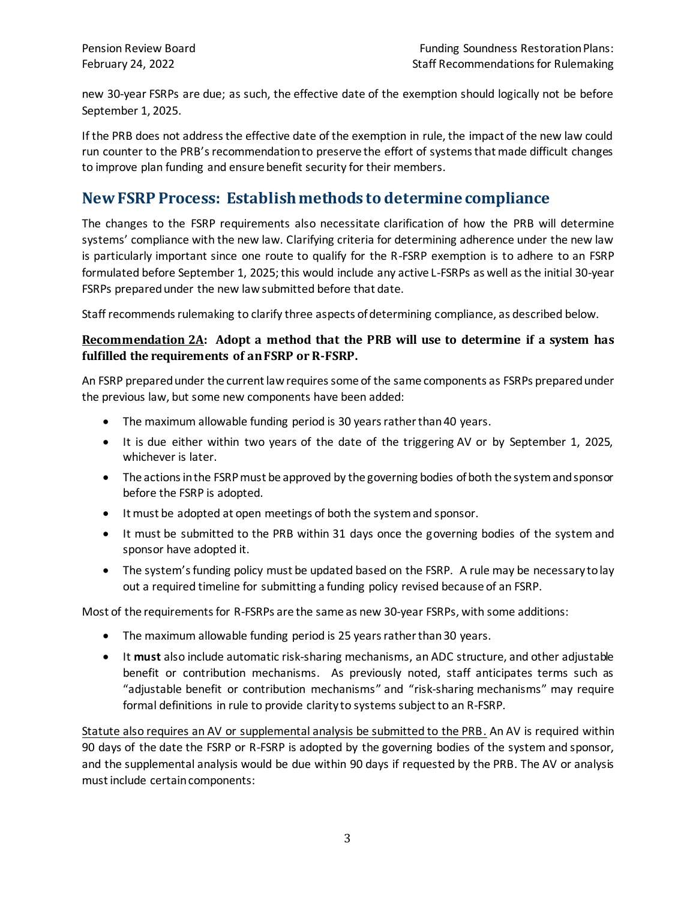new 30-year FSRPs are due; as such, the effective date of the exemption should logically not be before September 1, 2025.

If the PRB does not address the effective date of the exemption in rule, the impact of the new law could run counter to the PRB's recommendation to preserve the effort of systems that made difficult changes to improve plan funding and ensure benefit security for their members.

## New FSRP Process: Establish methods to determine compliance

The changes to the FSRP requirements also necessitate clarification of how the PRB will determine systems' compliance with the new law. Clarifying criteria for determining adherence under the new law is particularly important since one route to qualify for the R-FSRP exemption is to adhere to an FSRP formulated before September 1, 2025; this would include any active L-FSRPs as well as the initial 30-year FSRPs prepared under the new law submitted before that date.

Staff recommends rulemaking to clarify three aspects of determining compliance, as described below.

### <u>Recommendation 2A</u>: Adopt a method that the PRB will use to determine if a system has fulfilled the requirements of an FSRP or R-FSRP.

An FSRP prepared under the current law requires some of the same components as FSRPs prepared under the previous law, but some new components have been added:

- The maximum allowable funding period is 30 years rather than 40 years.
- It is due either within two years of the date of the triggering AV or by September 1, 2025, whichever is later.
- The actions in the FSRP must be approved by the governing bodies of both the system and sponsor before the FSRP is adopted.
- It must be adopted at open meetings of both the system and sponsor.
- It must be submitted to the PRB within 31 days once the governing bodies of the system and sponsor have adopted it.
- The system's funding policy must be updated based on the FSRP. A rule may be necessary to lay out a required timeline for submitting a funding policy revised because of an FSRP.

Most of the requirements for R-FSRPs are the same as new 30-year FSRPs, with some additions:

- The maximum allowable funding period is 25 years rather than 30 years.
- It **must** also include automatic risk-sharing mechanisms, an ADC structure, and other adjustable benefit or contribution mechanisms. As previously noted, staff anticipates terms such as "adjustable benefit or contribution mechanisms" and "risk-sharing mechanisms" may require formal definitions in rule to provide clarity to systems subject to an R-FSRP.

<u>Statute also requires an AV or supplemental analysis be submitted to the PRB.</u> An AV is required within 90 days of the date the FSRP or R-FSRP is adopted by the governing bodies of the system and sponsor, and the supplemental analysis would be due within 90 days if requested by the PRB. The AV or analysis must include certain components: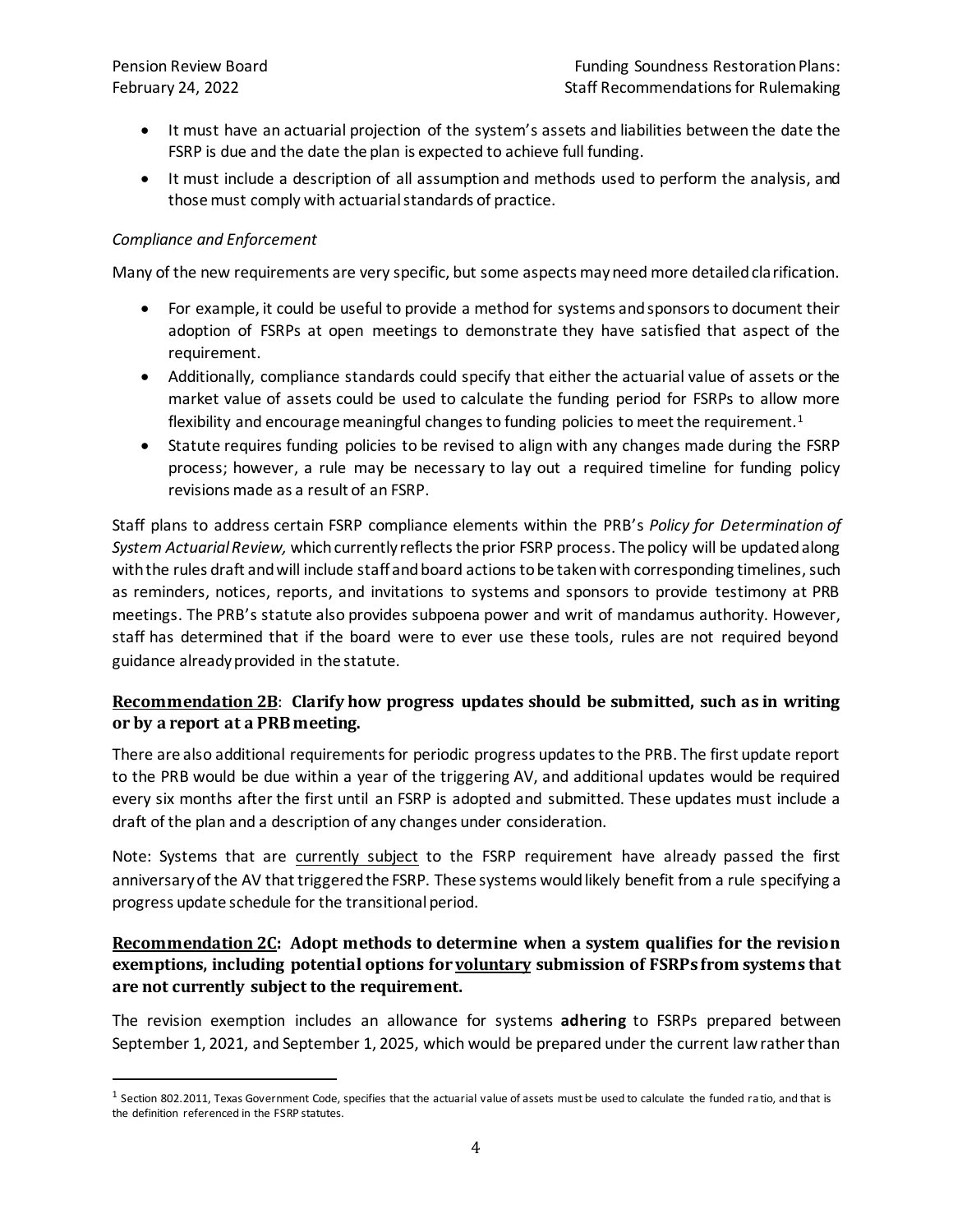- It must have an actuarial projection of the system's assets and liabilities between the date the FSRP is due and the date the plan is expected to achieve full funding.
- It must include a description of all assumption and methods used to perform the analysis, and those must comply with actuarial standards of practice.

*Compliance and Enforcement*

Many of the new requirements are very specific, but some aspects may need more detailed clarification.

- For example, it could be useful to provide a method for systems and sponsors to document their adoption of FSRPs at open meetings to demonstrate they have satisfied that aspect of the requirement.
- Additionally, compliance standards could specify that either the actuarial value of assets or the market value of assets could be used to calculate the funding period for FSRPs to allow more flexibility and encourage meaningful changes to funding policies to meet the requirement.[1]
- Statute requires funding policies to be revised to align with any changes made during the FSRP process; however, a rule may be necessary to lay out a required timeline for funding policy revisions made as a result of an FSRP.

Staff plans to address certain FSRP compliance elements within the PRB's *Policy for Determination of System Actuarial Review,* which currently reflects the prior FSRP process. The policy will be updated along with the rules draft and will include staff and board actions to be taken with corresponding timelines, such as reminders, notices, reports, and invitations to systems and sponsors to provide testimony at PRB meetings. The PRB's statute also provides subpoena power and writ of mandamus authority. However, staff has determined that if the board were to ever use these tools, rules are not required beyond guidance already provided in the statute.

### <u>Recommendation 2B</u>: Clarify how progress updates should be submitted, such as in writing or by a report at a PRB meeting.

There are also additional requirements for periodic progress updates to the PRB. The first update report to the PRB would be due within a year of the triggering AV, and additional updates would be required every six months after the first until an FSRP is adopted and submitted. These updates must include a draft of the plan and a description of any changes under consideration.

Note: Systems that are <u>currently subject</u> to the FSRP requirement have already passed the first anniversary of the AV that triggered the FSRP. These systems would likely benefit from a rule specifying a progress update schedule for the transitional period.

### <u>Recommendation 2C</u>: Adopt methods to determine when a system qualifies for the revision exemptions, including potential options for <u>voluntary</u> submission of FSRPs from systems that are not currently subject to the requirement.

The revision exemption includes an allowance for systems **adhering** to FSRPs prepared between September 1, 2021, and September 1, 2025, which would be prepared under the current law rather than

[1] Section 802.2011, Texas Government Code, specifies that the actuarial value of assets must be used to calculate the funded ratio, and that is the definition referenced in the FSRP statutes.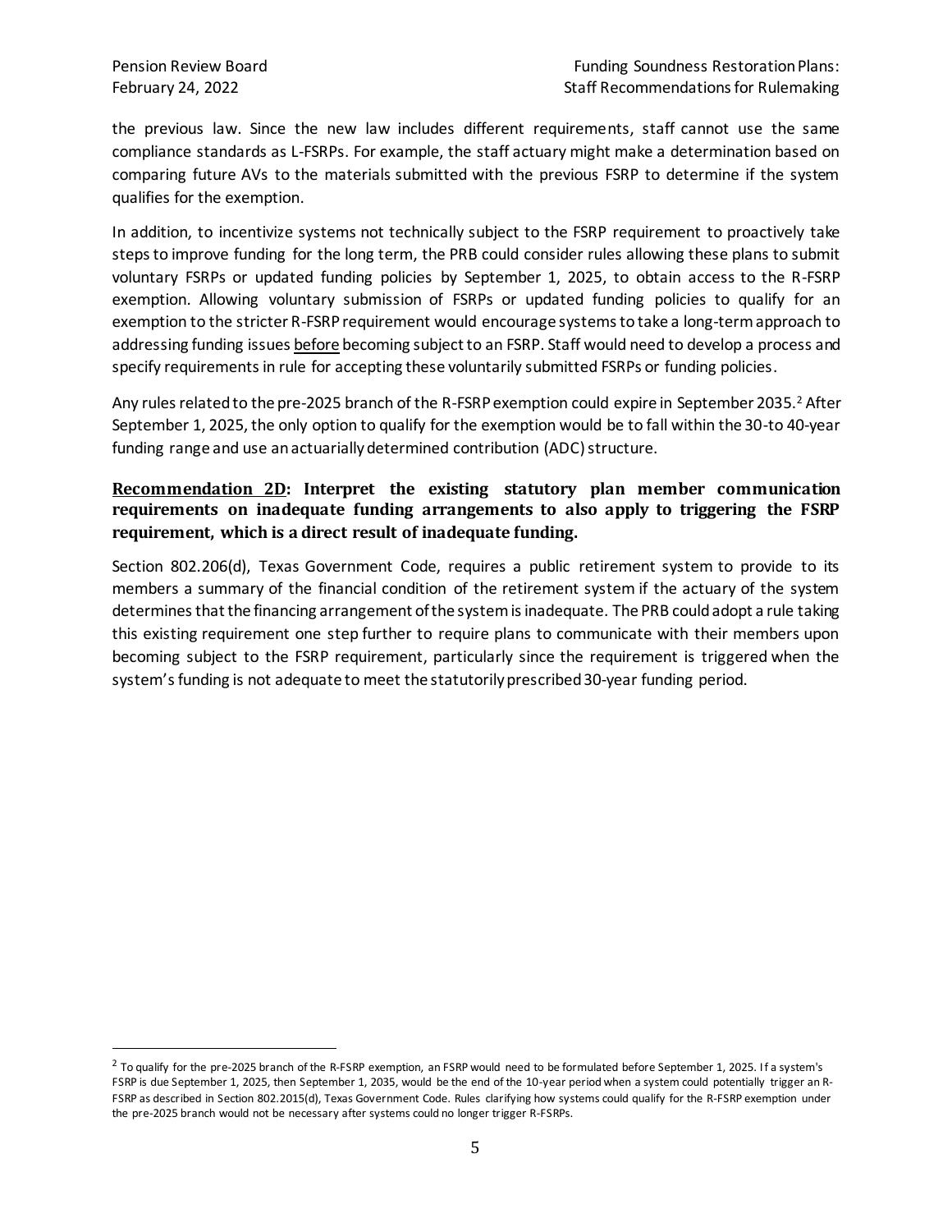the previous law. Since the new law includes different requirements, staff cannot use the same compliance standards as L-FSRPs. For example, the staff actuary might make a determination based on comparing future AVs to the materials submitted with the previous FSRP to determine if the system qualifies for the exemption.

In addition, to incentivize systems not technically subject to the FSRP requirement to proactively take steps to improve funding for the long term, the PRB could consider rules allowing these plans to submit voluntary FSRPs or updated funding policies by September 1, 2025, to obtain access to the R-FSRP exemption. Allowing voluntary submission of FSRPs or updated funding policies to qualify for an exemption to the stricter R-FSRP requirement would encourage systems to take a long-term approach to addressing funding issues <u>before</u> becoming subject to an FSRP. Staff would need to develop a process and specify requirements in rule for accepting these voluntarily submitted FSRPs or funding policies.

Any rules related to the pre-2025 branch of the R-FSRP exemption could expire in September 2035.[2] After September 1, 2025, the only option to qualify for the exemption would be to fall within the 30-to 40-year funding range and use an actuarially determined contribution (ADC) structure.

**<u>Recommendation 2D</u>: Interpret the existing statutory plan member communication requirements on inadequate funding arrangements to also apply to triggering the FSRP requirement, which is a direct result of inadequate funding.**

Section 802.206(d), Texas Government Code, requires a public retirement system to provide to its members a summary of the financial condition of the retirement system if the actuary of the system determines that the financing arrangement of the system is inadequate. The PRB could adopt a rule taking this existing requirement one step further to require plans to communicate with their members upon becoming subject to the FSRP requirement, particularly since the requirement is triggered when the system's funding is not adequate to meet the statutorily prescribed 30-year funding period.

[2] To qualify for the pre-2025 branch of the R-FSRP exemption, an FSRP would need to be formulated before September 1, 2025. If a system's FSRP is due September 1, 2025, then September 1, 2035, would be the end of the 10-year period when a system could potentially trigger an R-FSRP as described in Section 802.2015(d), Texas Government Code. Rules clarifying how systems could qualify for the R-FSRP exemption under the pre-2025 branch would not be necessary after systems could no longer trigger R-FSRPs.